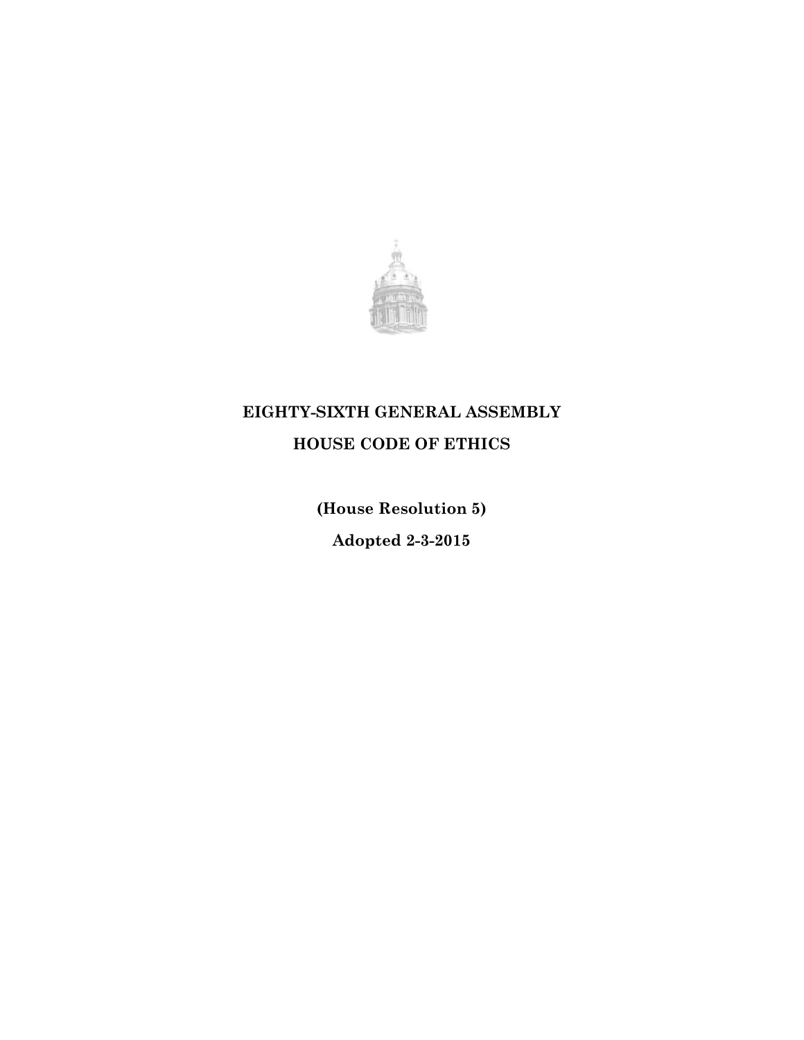# EIGHTY-SIXTH GENERAL ASSEMBLY

# HOUSE CODE OF ETHICS

**(House Resolution 5)**

**Adopted 2-3-2015**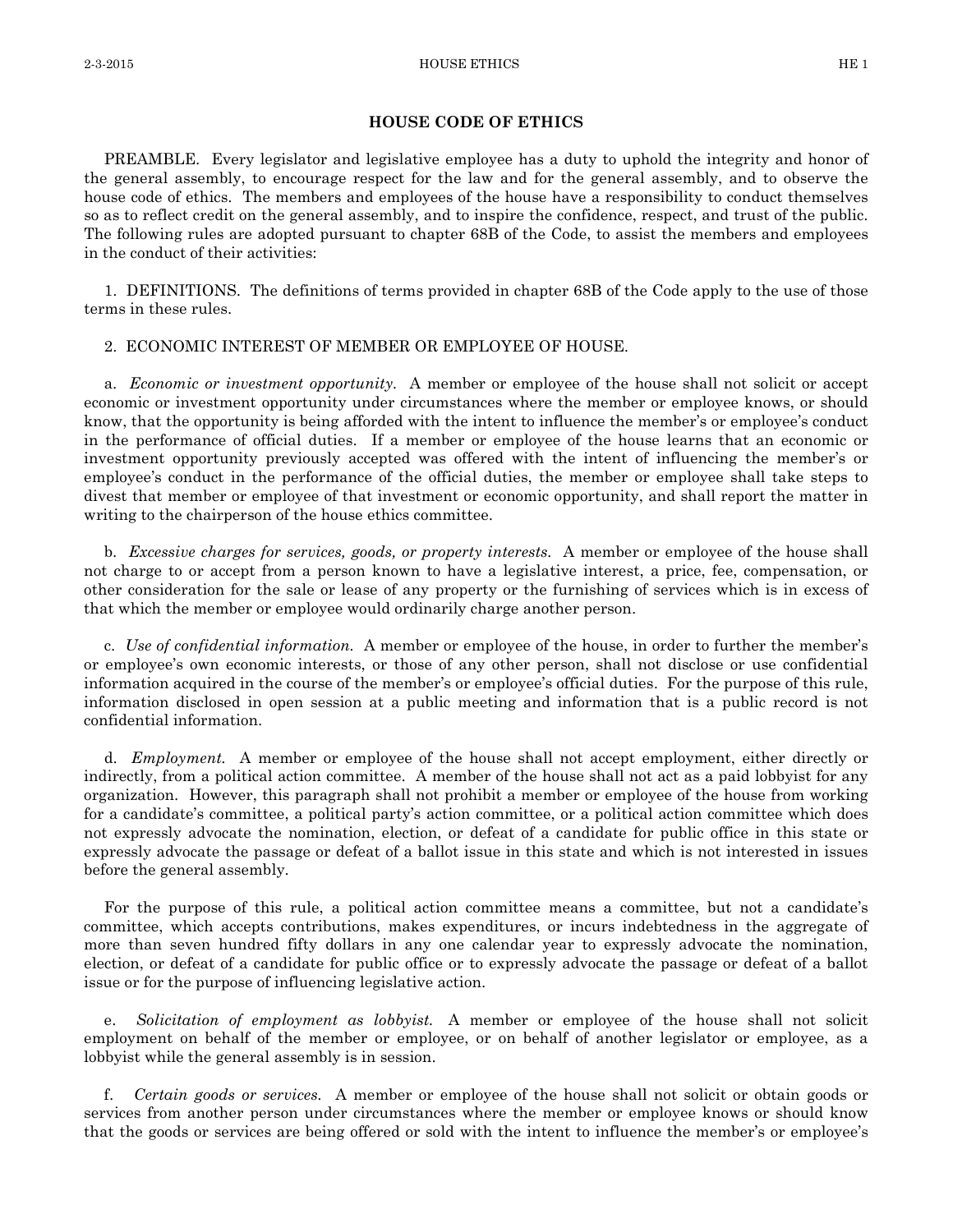## HOUSE CODE OF ETHICS

PREAMBLE. Every legislator and legislative employee has a duty to uphold the integrity and honor of the general assembly, to encourage respect for the law and for the general assembly, and to observe the house code of ethics. The members and employees of the house have a responsibility to conduct themselves so as to reflect credit on the general assembly, and to inspire the confidence, respect, and trust of the public. The following rules are adopted pursuant to chapter 68B of the Code, to assist the members and employees in the conduct of their activities:

1. DEFINITIONS. The definitions of terms provided in chapter 68B of the Code apply to the use of those terms in these rules.

2. ECONOMIC INTEREST OF MEMBER OR EMPLOYEE OF HOUSE.

a. *Economic or investment opportunity.* A member or employee of the house shall not solicit or accept economic or investment opportunity under circumstances where the member or employee knows, or should know, that the opportunity is being afforded with the intent to influence the member's or employee's conduct in the performance of official duties. If a member or employee of the house learns that an economic or investment opportunity previously accepted was offered with the intent of influencing the member's or employee's conduct in the performance of the official duties, the member or employee shall take steps to divest that member or employee of that investment or economic opportunity, and shall report the matter in writing to the chairperson of the house ethics committee.

b. *Excessive charges for services, goods, or property interests.* A member or employee of the house shall not charge to or accept from a person known to have a legislative interest, a price, fee, compensation, or other consideration for the sale or lease of any property or the furnishing of services which is in excess of that which the member or employee would ordinarily charge another person.

c. *Use of confidential information.* A member or employee of the house, in order to further the member's or employee's own economic interests, or those of any other person, shall not disclose or use confidential information acquired in the course of the member's or employee's official duties. For the purpose of this rule, information disclosed in open session at a public meeting and information that is a public record is not confidential information.

d. *Employment.* A member or employee of the house shall not accept employment, either directly or indirectly, from a political action committee. A member of the house shall not act as a paid lobbyist for any organization. However, this paragraph shall not prohibit a member or employee of the house from working for a candidate's committee, a political party's action committee, or a political action committee which does not expressly advocate the nomination, election, or defeat of a candidate for public office in this state or expressly advocate the passage or defeat of a ballot issue in this state and which is not interested in issues before the general assembly.

For the purpose of this rule, a political action committee means a committee, but not a candidate's committee, which accepts contributions, makes expenditures, or incurs indebtedness in the aggregate of more than seven hundred fifty dollars in any one calendar year to expressly advocate the nomination, election, or defeat of a candidate for public office or to expressly advocate the passage or defeat of a ballot issue or for the purpose of influencing legislative action.

e. *Solicitation of employment as lobbyist.* A member or employee of the house shall not solicit employment on behalf of the member or employee, or on behalf of another legislator or employee, as a lobbyist while the general assembly is in session.

f. *Certain goods or services.* A member or employee of the house shall not solicit or obtain goods or services from another person under circumstances where the member or employee knows or should know that the goods or services are being offered or sold with the intent to influence the member's or employee's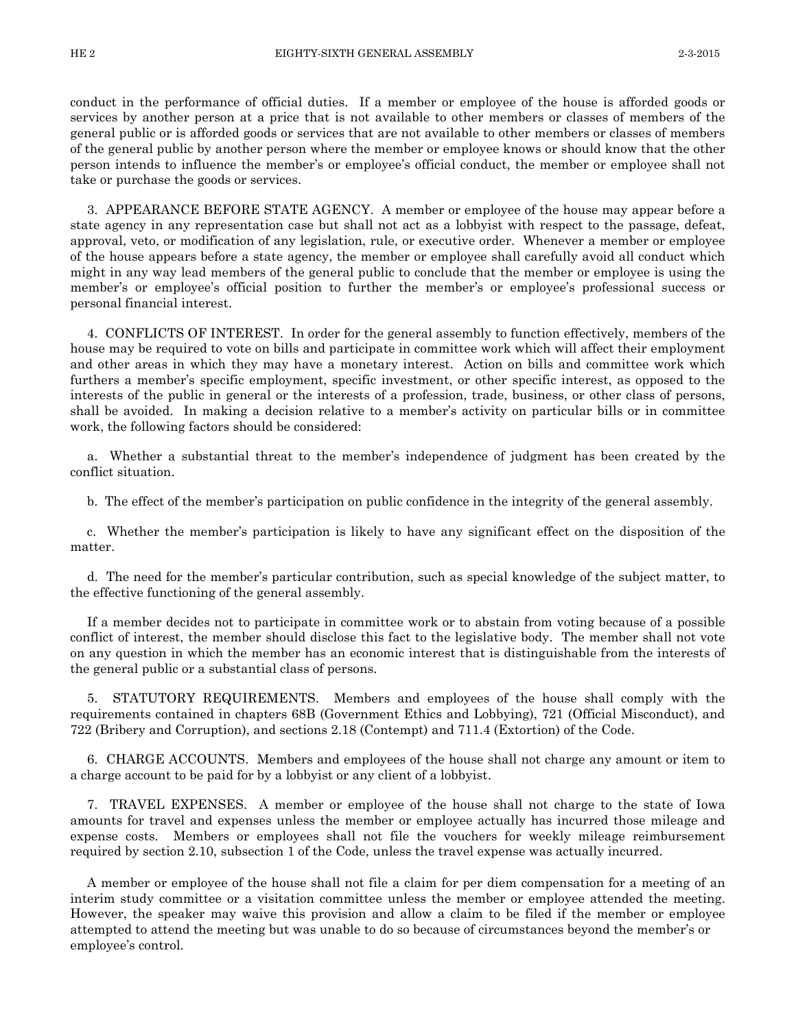conduct in the performance of official duties. If a member or employee of the house is afforded goods or services by another person at a price that is not available to other members or classes of members of the general public or is afforded goods or services that are not available to other members or classes of members of the general public by another person where the member or employee knows or should know that the other person intends to influence the member's or employee's official conduct, the member or employee shall not take or purchase the goods or services.

3. APPEARANCE BEFORE STATE AGENCY. A member or employee of the house may appear before a state agency in any representation case but shall not act as a lobbyist with respect to the passage, defeat, approval, veto, or modification of any legislation, rule, or executive order. Whenever a member or employee of the house appears before a state agency, the member or employee shall carefully avoid all conduct which might in any way lead members of the general public to conclude that the member or employee is using the member's or employee's official position to further the member's or employee's professional success or personal financial interest.

4. CONFLICTS OF INTEREST. In order for the general assembly to function effectively, members of the house may be required to vote on bills and participate in committee work which will affect their employment and other areas in which they may have a monetary interest. Action on bills and committee work which furthers a member's specific employment, specific investment, or other specific interest, as opposed to the interests of the public in general or the interests of a profession, trade, business, or other class of persons, shall be avoided. In making a decision relative to a member's activity on particular bills or in committee work, the following factors should be considered:

a. Whether a substantial threat to the member's independence of judgment has been created by the conflict situation.

b. The effect of the member's participation on public confidence in the integrity of the general assembly.

c. Whether the member's participation is likely to have any significant effect on the disposition of the matter.

d. The need for the member's particular contribution, such as special knowledge of the subject matter, to the effective functioning of the general assembly.

If a member decides not to participate in committee work or to abstain from voting because of a possible conflict of interest, the member should disclose this fact to the legislative body. The member shall not vote on any question in which the member has an economic interest that is distinguishable from the interests of the general public or a substantial class of persons.

5. STATUTORY REQUIREMENTS. Members and employees of the house shall comply with the requirements contained in chapters 68B (Government Ethics and Lobbying), 721 (Official Misconduct), and 722 (Bribery and Corruption), and sections 2.18 (Contempt) and 711.4 (Extortion) of the Code.

6. CHARGE ACCOUNTS. Members and employees of the house shall not charge any amount or item to a charge account to be paid for by a lobbyist or any client of a lobbyist.

7. TRAVEL EXPENSES. A member or employee of the house shall not charge to the state of Iowa amounts for travel and expenses unless the member or employee actually has incurred those mileage and expense costs. Members or employees shall not file the vouchers for weekly mileage reimbursement required by section 2.10, subsection 1 of the Code, unless the travel expense was actually incurred.

A member or employee of the house shall not file a claim for per diem compensation for a meeting of an interim study committee or a visitation committee unless the member or employee attended the meeting. However, the speaker may waive this provision and allow a claim to be filed if the member or employee attempted to attend the meeting but was unable to do so because of circumstances beyond the member's or employee's control.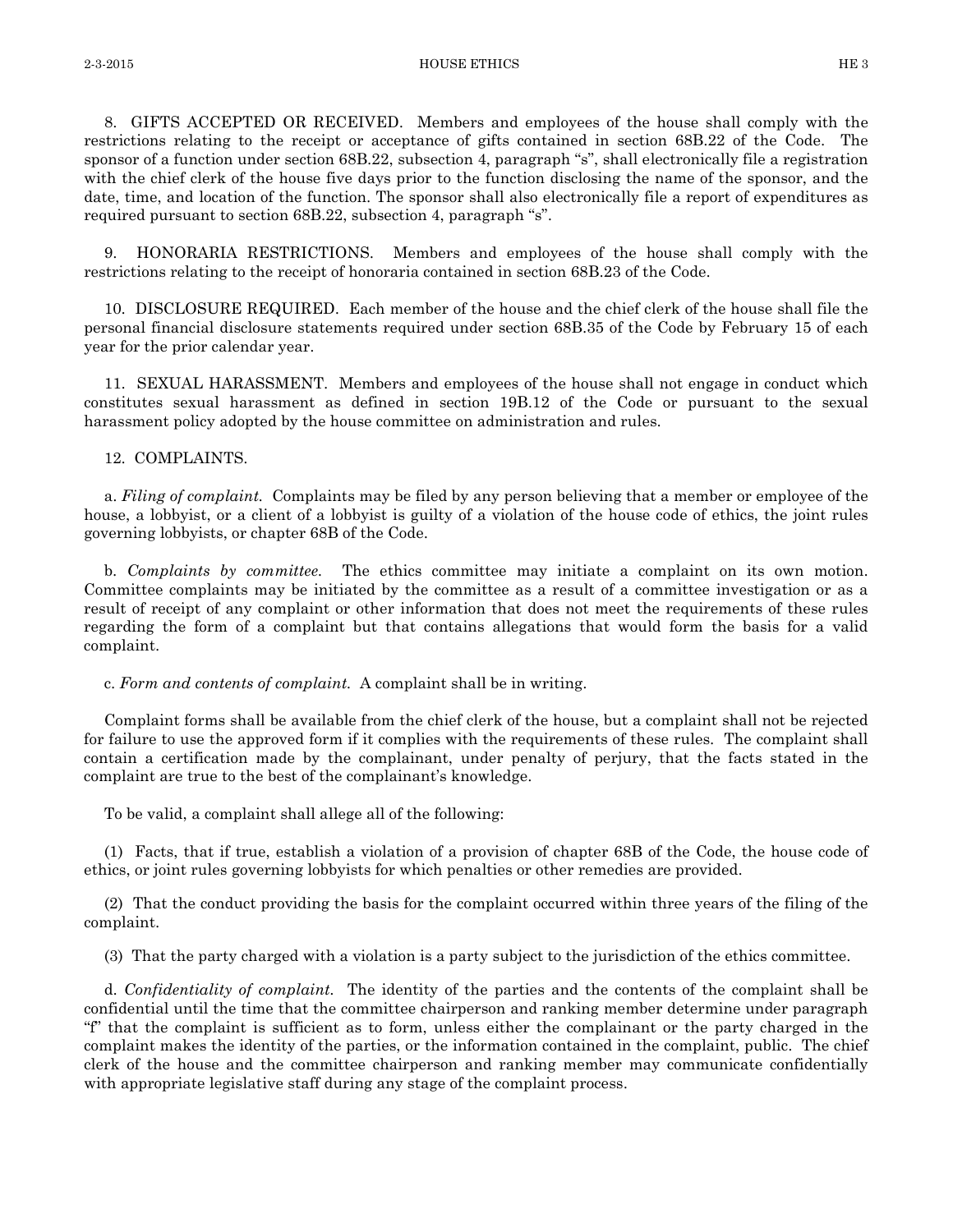8. GIFTS ACCEPTED OR RECEIVED. Members and employees of the house shall comply with the restrictions relating to the receipt or acceptance of gifts contained in section 68B.22 of the Code. The sponsor of a function under section 68B.22, subsection 4, paragraph "s", shall electronically file a registration with the chief clerk of the house five days prior to the function disclosing the name of the sponsor, and the date, time, and location of the function. The sponsor shall also electronically file a report of expenditures as required pursuant to section 68B.22, subsection 4, paragraph "s".

9. HONORARIA RESTRICTIONS. Members and employees of the house shall comply with the restrictions relating to the receipt of honoraria contained in section 68B.23 of the Code.

10. DISCLOSURE REQUIRED. Each member of the house and the chief clerk of the house shall file the personal financial disclosure statements required under section 68B.35 of the Code by February 15 of each year for the prior calendar year.

11. SEXUAL HARASSMENT. Members and employees of the house shall not engage in conduct which constitutes sexual harassment as defined in section 19B.12 of the Code or pursuant to the sexual harassment policy adopted by the house committee on administration and rules.

12. COMPLAINTS.

a. *Filing of complaint.* Complaints may be filed by any person believing that a member or employee of the house, a lobbyist, or a client of a lobbyist is guilty of a violation of the house code of ethics, the joint rules governing lobbyists, or chapter 68B of the Code.

b. *Complaints by committee.* The ethics committee may initiate a complaint on its own motion. Committee complaints may be initiated by the committee as a result of a committee investigation or as a result of receipt of any complaint or other information that does not meet the requirements of these rules regarding the form of a complaint but that contains allegations that would form the basis for a valid complaint.

c. *Form and contents of complaint.* A complaint shall be in writing.

Complaint forms shall be available from the chief clerk of the house, but a complaint shall not be rejected for failure to use the approved form if it complies with the requirements of these rules. The complaint shall contain a certification made by the complainant, under penalty of perjury, that the facts stated in the complaint are true to the best of the complainant's knowledge.

To be valid, a complaint shall allege all of the following:

(1) Facts, that if true, establish a violation of a provision of chapter 68B of the Code, the house code of ethics, or joint rules governing lobbyists for which penalties or other remedies are provided.

(2) That the conduct providing the basis for the complaint occurred within three years of the filing of the complaint.

(3) That the party charged with a violation is a party subject to the jurisdiction of the ethics committee.

d. *Confidentiality of complaint.* The identity of the parties and the contents of the complaint shall be confidential until the time that the committee chairperson and ranking member determine under paragraph "f" that the complaint is sufficient as to form, unless either the complainant or the party charged in the complaint makes the identity of the parties, or the information contained in the complaint, public. The chief clerk of the house and the committee chairperson and ranking member may communicate confidentially with appropriate legislative staff during any stage of the complaint process.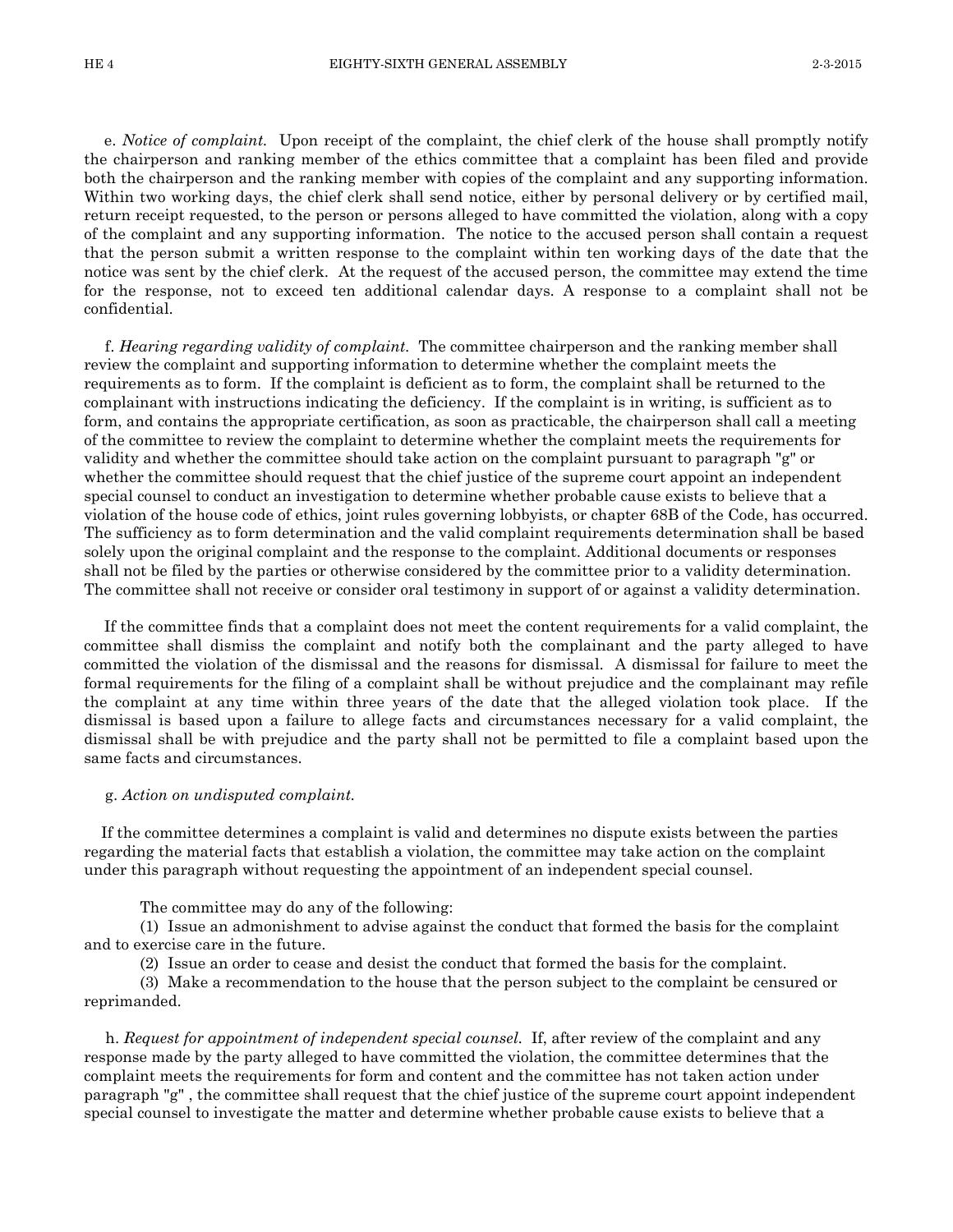e. *Notice of complaint.* Upon receipt of the complaint, the chief clerk of the house shall promptly notify the chairperson and ranking member of the ethics committee that a complaint has been filed and provide both the chairperson and the ranking member with copies of the complaint and any supporting information. Within two working days, the chief clerk shall send notice, either by personal delivery or by certified mail, return receipt requested, to the person or persons alleged to have committed the violation, along with a copy of the complaint and any supporting information. The notice to the accused person shall contain a request that the person submit a written response to the complaint within ten working days of the date that the notice was sent by the chief clerk. At the request of the accused person, the committee may extend the time for the response, not to exceed ten additional calendar days. A response to a complaint shall not be confidential.

f. *Hearing regarding validity of complaint.* The committee chairperson and the ranking member shall review the complaint and supporting information to determine whether the complaint meets the requirements as to form. If the complaint is deficient as to form, the complaint shall be returned to the complainant with instructions indicating the deficiency. If the complaint is in writing, is sufficient as to form, and contains the appropriate certification, as soon as practicable, the chairperson shall call a meeting of the committee to review the complaint to determine whether the complaint meets the requirements for validity and whether the committee should take action on the complaint pursuant to paragraph "g" or whether the committee should request that the chief justice of the supreme court appoint an independent special counsel to conduct an investigation to determine whether probable cause exists to believe that a violation of the house code of ethics, joint rules governing lobbyists, or chapter 68B of the Code, has occurred. The sufficiency as to form determination and the valid complaint requirements determination shall be based solely upon the original complaint and the response to the complaint. Additional documents or responses shall not be filed by the parties or otherwise considered by the committee prior to a validity determination. The committee shall not receive or consider oral testimony in support of or against a validity determination.

If the committee finds that a complaint does not meet the content requirements for a valid complaint, the committee shall dismiss the complaint and notify both the complainant and the party alleged to have committed the violation of the dismissal and the reasons for dismissal. A dismissal for failure to meet the formal requirements for the filing of a complaint shall be without prejudice and the complainant may refile the complaint at any time within three years of the date that the alleged violation took place. If the dismissal is based upon a failure to allege facts and circumstances necessary for a valid complaint, the dismissal shall be with prejudice and the party shall not be permitted to file a complaint based upon the same facts and circumstances.

g. *Action on undisputed complaint.*

If the committee determines a complaint is valid and determines no dispute exists between the parties regarding the material facts that establish a violation, the committee may take action on the complaint under this paragraph without requesting the appointment of an independent special counsel.

The committee may do any of the following:

(1) Issue an admonishment to advise against the conduct that formed the basis for the complaint and to exercise care in the future.

(2) Issue an order to cease and desist the conduct that formed the basis for the complaint.

(3) Make a recommendation to the house that the person subject to the complaint be censured or reprimanded.

h. *Request for appointment of independent special counsel.* If, after review of the complaint and any response made by the party alleged to have committed the violation, the committee determines that the complaint meets the requirements for form and content and the committee has not taken action under paragraph "g" , the committee shall request that the chief justice of the supreme court appoint independent special counsel to investigate the matter and determine whether probable cause exists to believe that a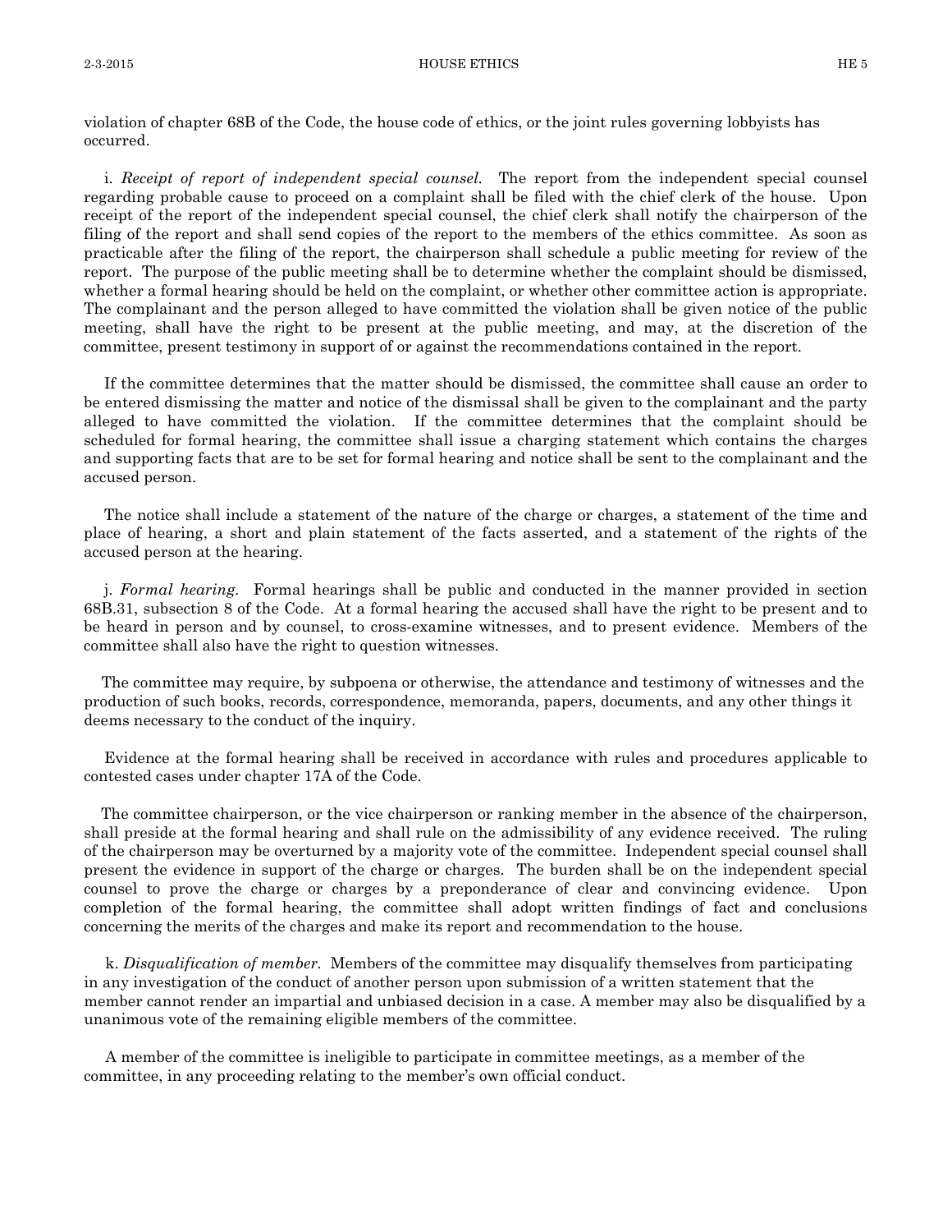violation of chapter 68B of the Code, the house code of ethics, or the joint rules governing lobbyists has occurred.

i. *Receipt of report of independent special counsel.* The report from the independent special counsel regarding probable cause to proceed on a complaint shall be filed with the chief clerk of the house. Upon receipt of the report of the independent special counsel, the chief clerk shall notify the chairperson of the filing of the report and shall send copies of the report to the members of the ethics committee. As soon as practicable after the filing of the report, the chairperson shall schedule a public meeting for review of the report. The purpose of the public meeting shall be to determine whether the complaint should be dismissed, whether a formal hearing should be held on the complaint, or whether other committee action is appropriate. The complainant and the person alleged to have committed the violation shall be given notice of the public meeting, shall have the right to be present at the public meeting, and may, at the discretion of the committee, present testimony in support of or against the recommendations contained in the report.

If the committee determines that the matter should be dismissed, the committee shall cause an order to be entered dismissing the matter and notice of the dismissal shall be given to the complainant and the party alleged to have committed the violation. If the committee determines that the complaint should be scheduled for formal hearing, the committee shall issue a charging statement which contains the charges and supporting facts that are to be set for formal hearing and notice shall be sent to the complainant and the accused person.

The notice shall include a statement of the nature of the charge or charges, a statement of the time and place of hearing, a short and plain statement of the facts asserted, and a statement of the rights of the accused person at the hearing.

j. *Formal hearing.* Formal hearings shall be public and conducted in the manner provided in section 68B.31, subsection 8 of the Code. At a formal hearing the accused shall have the right to be present and to be heard in person and by counsel, to cross-examine witnesses, and to present evidence. Members of the committee shall also have the right to question witnesses.

The committee may require, by subpoena or otherwise, the attendance and testimony of witnesses and the production of such books, records, correspondence, memoranda, papers, documents, and any other things it deems necessary to the conduct of the inquiry.

Evidence at the formal hearing shall be received in accordance with rules and procedures applicable to contested cases under chapter 17A of the Code.

The committee chairperson, or the vice chairperson or ranking member in the absence of the chairperson, shall preside at the formal hearing and shall rule on the admissibility of any evidence received. The ruling of the chairperson may be overturned by a majority vote of the committee. Independent special counsel shall present the evidence in support of the charge or charges. The burden shall be on the independent special counsel to prove the charge or charges by a preponderance of clear and convincing evidence. Upon completion of the formal hearing, the committee shall adopt written findings of fact and conclusions concerning the merits of the charges and make its report and recommendation to the house.

k. *Disqualification of member.* Members of the committee may disqualify themselves from participating in any investigation of the conduct of another person upon submission of a written statement that the member cannot render an impartial and unbiased decision in a case. A member may also be disqualified by a unanimous vote of the remaining eligible members of the committee.

A member of the committee is ineligible to participate in committee meetings, as a member of the committee, in any proceeding relating to the member's own official conduct.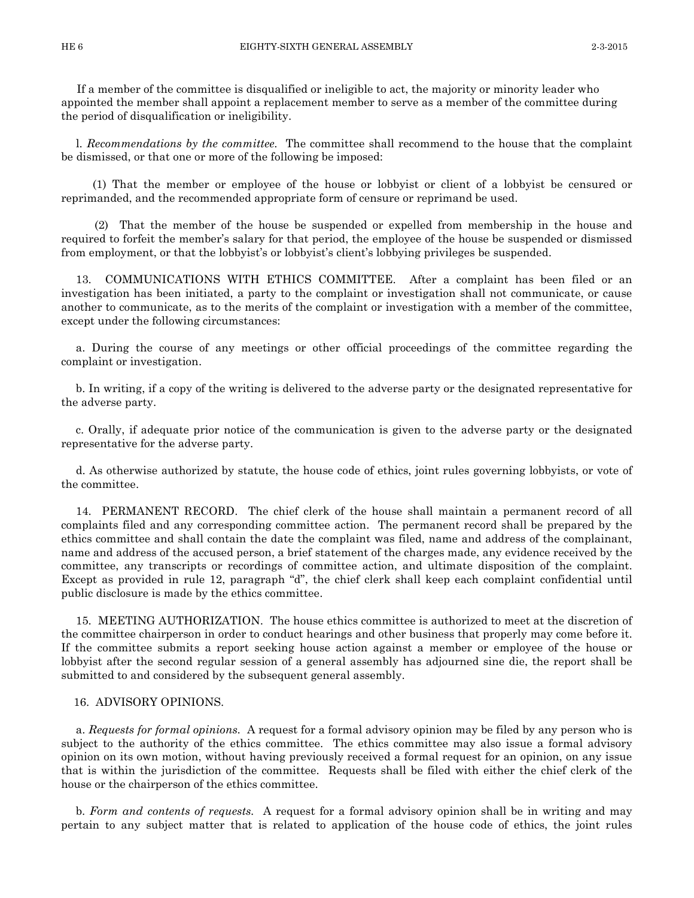If a member of the committee is disqualified or ineligible to act, the majority or minority leader who appointed the member shall appoint a replacement member to serve as a member of the committee during the period of disqualification or ineligibility.

l. *Recommendations by the committee.* The committee shall recommend to the house that the complaint be dismissed, or that one or more of the following be imposed:

(1) That the member or employee of the house or lobbyist or client of a lobbyist be censured or reprimanded, and the recommended appropriate form of censure or reprimand be used.

(2) That the member of the house be suspended or expelled from membership in the house and required to forfeit the member's salary for that period, the employee of the house be suspended or dismissed from employment, or that the lobbyist's or lobbyist's client's lobbying privileges be suspended.

13. COMMUNICATIONS WITH ETHICS COMMITTEE. After a complaint has been filed or an investigation has been initiated, a party to the complaint or investigation shall not communicate, or cause another to communicate, as to the merits of the complaint or investigation with a member of the committee, except under the following circumstances:

a. During the course of any meetings or other official proceedings of the committee regarding the complaint or investigation.

b. In writing, if a copy of the writing is delivered to the adverse party or the designated representative for the adverse party.

c. Orally, if adequate prior notice of the communication is given to the adverse party or the designated representative for the adverse party.

d. As otherwise authorized by statute, the house code of ethics, joint rules governing lobbyists, or vote of the committee.

14. PERMANENT RECORD. The chief clerk of the house shall maintain a permanent record of all complaints filed and any corresponding committee action. The permanent record shall be prepared by the ethics committee and shall contain the date the complaint was filed, name and address of the complainant, name and address of the accused person, a brief statement of the charges made, any evidence received by the committee, any transcripts or recordings of committee action, and ultimate disposition of the complaint. Except as provided in rule 12, paragraph "d", the chief clerk shall keep each complaint confidential until public disclosure is made by the ethics committee.

15. MEETING AUTHORIZATION. The house ethics committee is authorized to meet at the discretion of the committee chairperson in order to conduct hearings and other business that properly may come before it. If the committee submits a report seeking house action against a member or employee of the house or lobbyist after the second regular session of a general assembly has adjourned sine die, the report shall be submitted to and considered by the subsequent general assembly.

16. ADVISORY OPINIONS.

a. *Requests for formal opinions.* A request for a formal advisory opinion may be filed by any person who is subject to the authority of the ethics committee. The ethics committee may also issue a formal advisory opinion on its own motion, without having previously received a formal request for an opinion, on any issue that is within the jurisdiction of the committee. Requests shall be filed with either the chief clerk of the house or the chairperson of the ethics committee.

b. *Form and contents of requests.* A request for a formal advisory opinion shall be in writing and may pertain to any subject matter that is related to application of the house code of ethics, the joint rules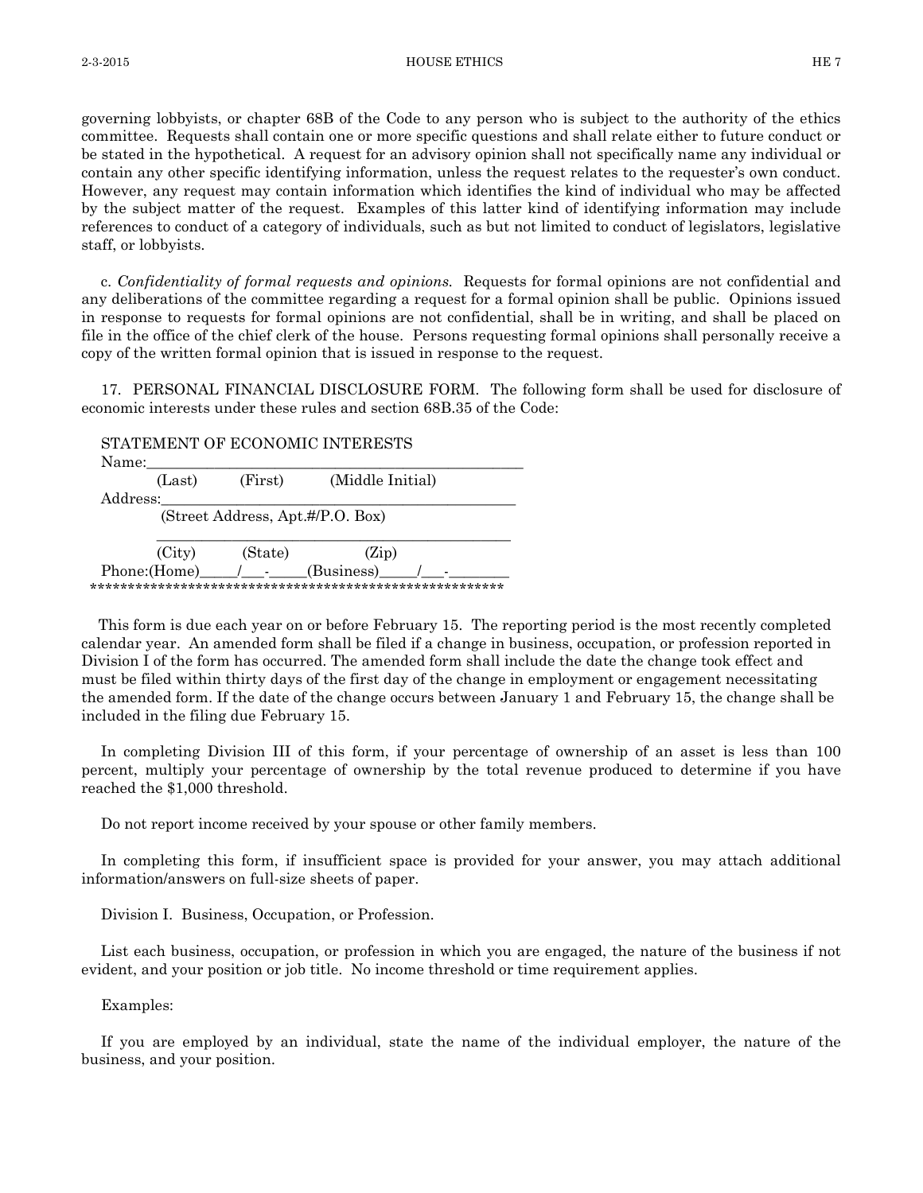governing lobbyists, or chapter 68B of the Code to any person who is subject to the authority of the ethics committee. Requests shall contain one or more specific questions and shall relate either to future conduct or be stated in the hypothetical. A request for an advisory opinion shall not specifically name any individual or contain any other specific identifying information, unless the request relates to the requester's own conduct. However, any request may contain information which identifies the kind of individual who may be affected by the subject matter of the request. Examples of this latter kind of identifying information may include references to conduct of a category of individuals, such as but not limited to conduct of legislators, legislative staff, or lobbyists.

c. *Confidentiality of formal requests and opinions.* Requests for formal opinions are not confidential and any deliberations of the committee regarding a request for a formal opinion shall be public. Opinions issued in response to requests for formal opinions are not confidential, shall be in writing, and shall be placed on file in the office of the chief clerk of the house. Persons requesting formal opinions shall personally receive a copy of the written formal opinion that is issued in response to the request.

17. PERSONAL FINANCIAL DISCLOSURE FORM. The following form shall be used for disclosure of economic interests under these rules and section 68B.35 of the Code:

STATEMENT OF ECONOMIC INTERESTS

Name:_________________________________________________

(Last) (First) (Middle Initial)

Address:_______________________________________________

(Street Address, Apt.#/P.O. Box)

_______________________________________________

(City) (State) (Zip)

Phone:(Home)_____/___-_____(Business)_____/___-________

*******************************************************

This form is due each year on or before February 15. The reporting period is the most recently completed calendar year. An amended form shall be filed if a change in business, occupation, or profession reported in Division I of the form has occurred. The amended form shall include the date the change took effect and must be filed within thirty days of the first day of the change in employment or engagement necessitating the amended form. If the date of the change occurs between January 1 and February 15, the change shall be included in the filing due February 15.

In completing Division III of this form, if your percentage of ownership of an asset is less than 100 percent, multiply your percentage of ownership by the total revenue produced to determine if you have reached the $1,000 threshold.

Do not report income received by your spouse or other family members.

In completing this form, if insufficient space is provided for your answer, you may attach additional information/answers on full-size sheets of paper.

Division I. Business, Occupation, or Profession.

List each business, occupation, or profession in which you are engaged, the nature of the business if not evident, and your position or job title. No income threshold or time requirement applies.

Examples:

If you are employed by an individual, state the name of the individual employer, the nature of the business, and your position.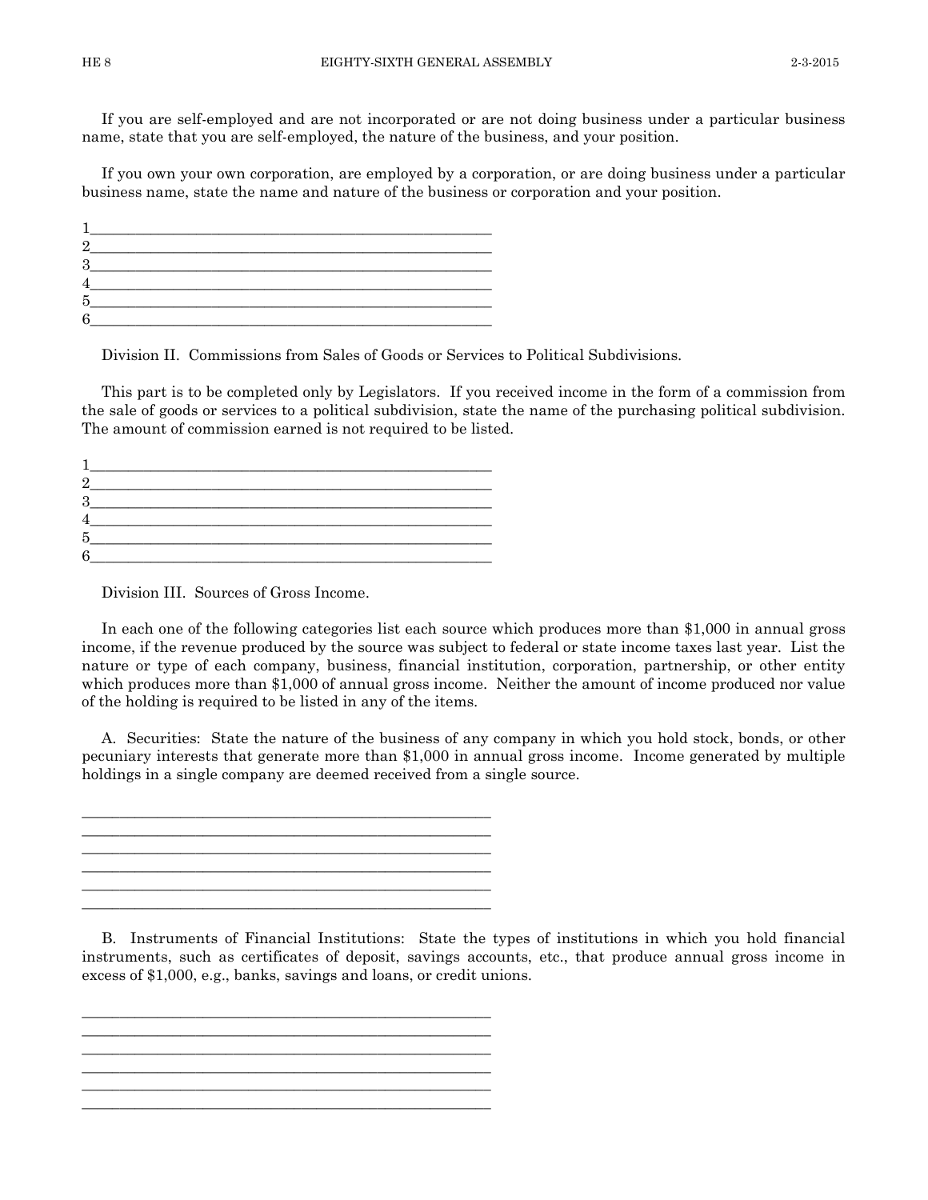If you are self-employed and are not incorporated or are not doing business under a particular business name, state that you are self-employed, the nature of the business, and your position.

If you own your own corporation, are employed by a corporation, or are doing business under a particular business name, state the name and nature of the business or corporation and your position.

1\_\_\_\_\_\_\_\_\_\_\_\_\_\_\_\_\_\_\_\_\_\_\_\_\_\_\_\_\_\_\_\_\_\_\_\_\_\_\_\_\_\_\_\_\_\_\_\_\_\_\_\_\_\_\_
2\_\_\_\_\_\_\_\_\_\_\_\_\_\_\_\_\_\_\_\_\_\_\_\_\_\_\_\_\_\_\_\_\_\_\_\_\_\_\_\_\_\_\_\_\_\_\_\_\_\_\_\_\_\_\_
3\_\_\_\_\_\_\_\_\_\_\_\_\_\_\_\_\_\_\_\_\_\_\_\_\_\_\_\_\_\_\_\_\_\_\_\_\_\_\_\_\_\_\_\_\_\_\_\_\_\_\_\_\_\_\_
4\_\_\_\_\_\_\_\_\_\_\_\_\_\_\_\_\_\_\_\_\_\_\_\_\_\_\_\_\_\_\_\_\_\_\_\_\_\_\_\_\_\_\_\_\_\_\_\_\_\_\_\_\_\_\_
5\_\_\_\_\_\_\_\_\_\_\_\_\_\_\_\_\_\_\_\_\_\_\_\_\_\_\_\_\_\_\_\_\_\_\_\_\_\_\_\_\_\_\_\_\_\_\_\_\_\_\_\_\_\_\_
6\_\_\_\_\_\_\_\_\_\_\_\_\_\_\_\_\_\_\_\_\_\_\_\_\_\_\_\_\_\_\_\_\_\_\_\_\_\_\_\_\_\_\_\_\_\_\_\_\_\_\_\_\_\_\_

Division II. Commissions from Sales of Goods or Services to Political Subdivisions.

This part is to be completed only by Legislators. If you received income in the form of a commission from the sale of goods or services to a political subdivision, state the name of the purchasing political subdivision. The amount of commission earned is not required to be listed.

1\_\_\_\_\_\_\_\_\_\_\_\_\_\_\_\_\_\_\_\_\_\_\_\_\_\_\_\_\_\_\_\_\_\_\_\_\_\_\_\_\_\_\_\_\_\_\_\_\_\_\_\_\_\_\_
2\_\_\_\_\_\_\_\_\_\_\_\_\_\_\_\_\_\_\_\_\_\_\_\_\_\_\_\_\_\_\_\_\_\_\_\_\_\_\_\_\_\_\_\_\_\_\_\_\_\_\_\_\_\_\_
3\_\_\_\_\_\_\_\_\_\_\_\_\_\_\_\_\_\_\_\_\_\_\_\_\_\_\_\_\_\_\_\_\_\_\_\_\_\_\_\_\_\_\_\_\_\_\_\_\_\_\_\_\_\_\_
4\_\_\_\_\_\_\_\_\_\_\_\_\_\_\_\_\_\_\_\_\_\_\_\_\_\_\_\_\_\_\_\_\_\_\_\_\_\_\_\_\_\_\_\_\_\_\_\_\_\_\_\_\_\_\_
5\_\_\_\_\_\_\_\_\_\_\_\_\_\_\_\_\_\_\_\_\_\_\_\_\_\_\_\_\_\_\_\_\_\_\_\_\_\_\_\_\_\_\_\_\_\_\_\_\_\_\_\_\_\_\_
6\_\_\_\_\_\_\_\_\_\_\_\_\_\_\_\_\_\_\_\_\_\_\_\_\_\_\_\_\_\_\_\_\_\_\_\_\_\_\_\_\_\_\_\_\_\_\_\_\_\_\_\_\_\_\_

Division III. Sources of Gross Income.

In each one of the following categories list each source which produces more than $1,000 in annual gross income, if the revenue produced by the source was subject to federal or state income taxes last year. List the nature or type of each company, business, financial institution, corporation, partnership, or other entity which produces more than $1,000 of annual gross income. Neither the amount of income produced nor value of the holding is required to be listed in any of the items.

A. Securities: State the nature of the business of any company in which you hold stock, bonds, or other pecuniary interests that generate more than $1,000 in annual gross income. Income generated by multiple holdings in a single company are deemed received from a single source.

\_\_\_\_\_\_\_\_\_\_\_\_\_\_\_\_\_\_\_\_\_\_\_\_\_\_\_\_\_\_\_\_\_\_\_\_\_\_\_\_\_\_\_\_\_\_\_\_\_\_\_\_\_\_\_\_
\_\_\_\_\_\_\_\_\_\_\_\_\_\_\_\_\_\_\_\_\_\_\_\_\_\_\_\_\_\_\_\_\_\_\_\_\_\_\_\_\_\_\_\_\_\_\_\_\_\_\_\_\_\_\_\_
\_\_\_\_\_\_\_\_\_\_\_\_\_\_\_\_\_\_\_\_\_\_\_\_\_\_\_\_\_\_\_\_\_\_\_\_\_\_\_\_\_\_\_\_\_\_\_\_\_\_\_\_\_\_\_\_
\_\_\_\_\_\_\_\_\_\_\_\_\_\_\_\_\_\_\_\_\_\_\_\_\_\_\_\_\_\_\_\_\_\_\_\_\_\_\_\_\_\_\_\_\_\_\_\_\_\_\_\_\_\_\_\_
\_\_\_\_\_\_\_\_\_\_\_\_\_\_\_\_\_\_\_\_\_\_\_\_\_\_\_\_\_\_\_\_\_\_\_\_\_\_\_\_\_\_\_\_\_\_\_\_\_\_\_\_\_\_\_\_
\_\_\_\_\_\_\_\_\_\_\_\_\_\_\_\_\_\_\_\_\_\_\_\_\_\_\_\_\_\_\_\_\_\_\_\_\_\_\_\_\_\_\_\_\_\_\_\_\_\_\_\_\_\_\_\_

B. Instruments of Financial Institutions: State the types of institutions in which you hold financial instruments, such as certificates of deposit, savings accounts, etc., that produce annual gross income in excess of $1,000, e.g., banks, savings and loans, or credit unions.

\_\_\_\_\_\_\_\_\_\_\_\_\_\_\_\_\_\_\_\_\_\_\_\_\_\_\_\_\_\_\_\_\_\_\_\_\_\_\_\_\_\_\_\_\_\_\_\_\_\_\_\_\_\_\_\_
\_\_\_\_\_\_\_\_\_\_\_\_\_\_\_\_\_\_\_\_\_\_\_\_\_\_\_\_\_\_\_\_\_\_\_\_\_\_\_\_\_\_\_\_\_\_\_\_\_\_\_\_\_\_\_\_
\_\_\_\_\_\_\_\_\_\_\_\_\_\_\_\_\_\_\_\_\_\_\_\_\_\_\_\_\_\_\_\_\_\_\_\_\_\_\_\_\_\_\_\_\_\_\_\_\_\_\_\_\_\_\_\_
\_\_\_\_\_\_\_\_\_\_\_\_\_\_\_\_\_\_\_\_\_\_\_\_\_\_\_\_\_\_\_\_\_\_\_\_\_\_\_\_\_\_\_\_\_\_\_\_\_\_\_\_\_\_\_\_
\_\_\_\_\_\_\_\_\_\_\_\_\_\_\_\_\_\_\_\_\_\_\_\_\_\_\_\_\_\_\_\_\_\_\_\_\_\_\_\_\_\_\_\_\_\_\_\_\_\_\_\_\_\_\_\_
\_\_\_\_\_\_\_\_\_\_\_\_\_\_\_\_\_\_\_\_\_\_\_\_\_\_\_\_\_\_\_\_\_\_\_\_\_\_\_\_\_\_\_\_\_\_\_\_\_\_\_\_\_\_\_\_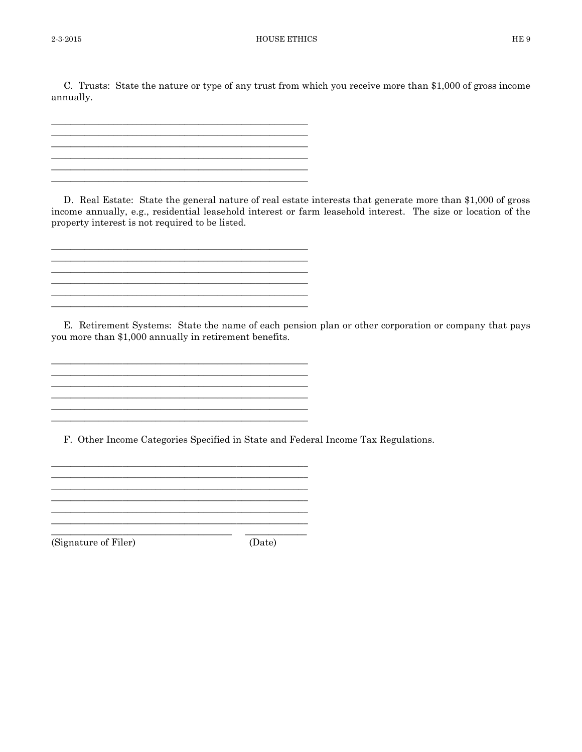C. Trusts: State the nature or type of any trust from which you receive more than $1,000 of gross income annually.

\_\_\_\_\_\_\_\_\_\_\_\_\_\_\_\_\_\_\_\_\_\_\_\_\_\_\_\_\_\_\_\_\_\_\_\_\_\_\_\_\_\_\_\_\_\_\_\_\_\_\_\_\_\_\_\_
\_\_\_\_\_\_\_\_\_\_\_\_\_\_\_\_\_\_\_\_\_\_\_\_\_\_\_\_\_\_\_\_\_\_\_\_\_\_\_\_\_\_\_\_\_\_\_\_\_\_\_\_\_\_\_\_
\_\_\_\_\_\_\_\_\_\_\_\_\_\_\_\_\_\_\_\_\_\_\_\_\_\_\_\_\_\_\_\_\_\_\_\_\_\_\_\_\_\_\_\_\_\_\_\_\_\_\_\_\_\_\_\_
\_\_\_\_\_\_\_\_\_\_\_\_\_\_\_\_\_\_\_\_\_\_\_\_\_\_\_\_\_\_\_\_\_\_\_\_\_\_\_\_\_\_\_\_\_\_\_\_\_\_\_\_\_\_\_\_
\_\_\_\_\_\_\_\_\_\_\_\_\_\_\_\_\_\_\_\_\_\_\_\_\_\_\_\_\_\_\_\_\_\_\_\_\_\_\_\_\_\_\_\_\_\_\_\_\_\_\_\_\_\_\_\_
\_\_\_\_\_\_\_\_\_\_\_\_\_\_\_\_\_\_\_\_\_\_\_\_\_\_\_\_\_\_\_\_\_\_\_\_\_\_\_\_\_\_\_\_\_\_\_\_\_\_\_\_\_\_\_\_

D. Real Estate: State the general nature of real estate interests that generate more than $1,000 of gross income annually, e.g., residential leasehold interest or farm leasehold interest. The size or location of the property interest is not required to be listed.

\_\_\_\_\_\_\_\_\_\_\_\_\_\_\_\_\_\_\_\_\_\_\_\_\_\_\_\_\_\_\_\_\_\_\_\_\_\_\_\_\_\_\_\_\_\_\_\_\_\_\_\_\_\_\_\_
\_\_\_\_\_\_\_\_\_\_\_\_\_\_\_\_\_\_\_\_\_\_\_\_\_\_\_\_\_\_\_\_\_\_\_\_\_\_\_\_\_\_\_\_\_\_\_\_\_\_\_\_\_\_\_\_
\_\_\_\_\_\_\_\_\_\_\_\_\_\_\_\_\_\_\_\_\_\_\_\_\_\_\_\_\_\_\_\_\_\_\_\_\_\_\_\_\_\_\_\_\_\_\_\_\_\_\_\_\_\_\_\_
\_\_\_\_\_\_\_\_\_\_\_\_\_\_\_\_\_\_\_\_\_\_\_\_\_\_\_\_\_\_\_\_\_\_\_\_\_\_\_\_\_\_\_\_\_\_\_\_\_\_\_\_\_\_\_\_
\_\_\_\_\_\_\_\_\_\_\_\_\_\_\_\_\_\_\_\_\_\_\_\_\_\_\_\_\_\_\_\_\_\_\_\_\_\_\_\_\_\_\_\_\_\_\_\_\_\_\_\_\_\_\_\_
\_\_\_\_\_\_\_\_\_\_\_\_\_\_\_\_\_\_\_\_\_\_\_\_\_\_\_\_\_\_\_\_\_\_\_\_\_\_\_\_\_\_\_\_\_\_\_\_\_\_\_\_\_\_\_\_

E. Retirement Systems: State the name of each pension plan or other corporation or company that pays you more than $1,000 annually in retirement benefits.

\_\_\_\_\_\_\_\_\_\_\_\_\_\_\_\_\_\_\_\_\_\_\_\_\_\_\_\_\_\_\_\_\_\_\_\_\_\_\_\_\_\_\_\_\_\_\_\_\_\_\_\_\_\_\_\_
\_\_\_\_\_\_\_\_\_\_\_\_\_\_\_\_\_\_\_\_\_\_\_\_\_\_\_\_\_\_\_\_\_\_\_\_\_\_\_\_\_\_\_\_\_\_\_\_\_\_\_\_\_\_\_\_
\_\_\_\_\_\_\_\_\_\_\_\_\_\_\_\_\_\_\_\_\_\_\_\_\_\_\_\_\_\_\_\_\_\_\_\_\_\_\_\_\_\_\_\_\_\_\_\_\_\_\_\_\_\_\_\_
\_\_\_\_\_\_\_\_\_\_\_\_\_\_\_\_\_\_\_\_\_\_\_\_\_\_\_\_\_\_\_\_\_\_\_\_\_\_\_\_\_\_\_\_\_\_\_\_\_\_\_\_\_\_\_\_
\_\_\_\_\_\_\_\_\_\_\_\_\_\_\_\_\_\_\_\_\_\_\_\_\_\_\_\_\_\_\_\_\_\_\_\_\_\_\_\_\_\_\_\_\_\_\_\_\_\_\_\_\_\_\_\_
\_\_\_\_\_\_\_\_\_\_\_\_\_\_\_\_\_\_\_\_\_\_\_\_\_\_\_\_\_\_\_\_\_\_\_\_\_\_\_\_\_\_\_\_\_\_\_\_\_\_\_\_\_\_\_\_

F. Other Income Categories Specified in State and Federal Income Tax Regulations.

\_\_\_\_\_\_\_\_\_\_\_\_\_\_\_\_\_\_\_\_\_\_\_\_\_\_\_\_\_\_\_\_\_\_\_\_\_\_\_\_\_\_\_\_\_\_\_\_\_\_\_\_\_\_\_\_
\_\_\_\_\_\_\_\_\_\_\_\_\_\_\_\_\_\_\_\_\_\_\_\_\_\_\_\_\_\_\_\_\_\_\_\_\_\_\_\_\_\_\_\_\_\_\_\_\_\_\_\_\_\_\_\_
\_\_\_\_\_\_\_\_\_\_\_\_\_\_\_\_\_\_\_\_\_\_\_\_\_\_\_\_\_\_\_\_\_\_\_\_\_\_\_\_\_\_\_\_\_\_\_\_\_\_\_\_\_\_\_\_
\_\_\_\_\_\_\_\_\_\_\_\_\_\_\_\_\_\_\_\_\_\_\_\_\_\_\_\_\_\_\_\_\_\_\_\_\_\_\_\_\_\_\_\_\_\_\_\_\_\_\_\_\_\_\_\_
\_\_\_\_\_\_\_\_\_\_\_\_\_\_\_\_\_\_\_\_\_\_\_\_\_\_\_\_\_\_\_\_\_\_\_\_\_\_\_\_\_\_\_\_\_\_\_\_\_\_\_\_\_\_\_\_
\_\_\_\_\_\_\_\_\_\_\_\_\_\_\_\_\_\_\_\_\_\_\_\_\_\_\_\_\_\_\_\_\_\_\_\_\_\_\_\_\_\_\_\_\_\_\_\_\_\_\_\_\_\_\_\_

\_\_\_\_\_\_\_\_\_\_\_\_\_\_\_\_\_\_\_\_\_\_\_\_\_\_\_\_\_\_\_\_\_\_\_\_\_\_\_\_ \_\_\_\_\_\_\_\_\_\_\_\_\_\_
(Signature of Filer) (Date)